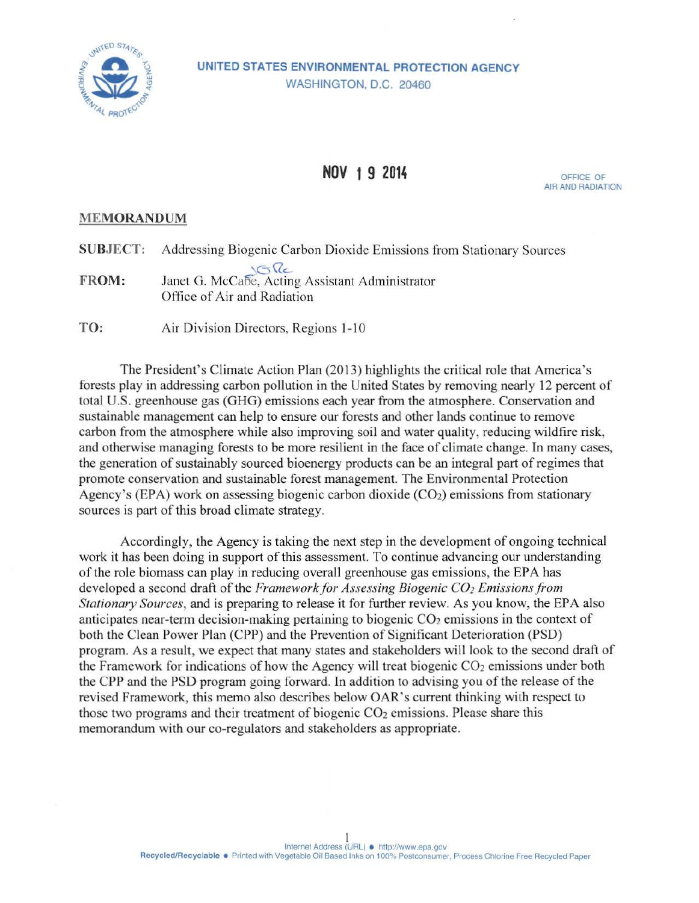UNITED STATES ENVIRONMENTAL PROTECTION AGENCY
WASHINGTON, D.C. 20460

NOV 19 2014

OFFICE OF
AIR AND RADIATION

## MEMORANDUM

**SUBJECT:** Addressing Biogenic Carbon Dioxide Emissions from Stationary Sources

**FROM:** Janet G. McCabe, Acting Assistant Administrator
Office of Air and Radiation

**TO:** Air Division Directors, Regions 1-10

The President's Climate Action Plan (2013) highlights the critical role that America's forests play in addressing carbon pollution in the United States by removing nearly 12 percent of total U.S. greenhouse gas (GHG) emissions each year from the atmosphere. Conservation and sustainable management can help to ensure our forests and other lands continue to remove carbon from the atmosphere while also improving soil and water quality, reducing wildfire risk, and otherwise managing forests to be more resilient in the face of climate change. In many cases, the generation of sustainably sourced bioenergy products can be an integral part of regimes that promote conservation and sustainable forest management. The Environmental Protection Agency's (EPA) work on assessing biogenic carbon dioxide ($CO_2$) emissions from stationary sources is part of this broad climate strategy.

Accordingly, the Agency is taking the next step in the development of ongoing technical work it has been doing in support of this assessment. To continue advancing our understanding of the role biomass can play in reducing overall greenhouse gas emissions, the EPA has developed a second draft of the *Framework for Assessing Biogenic $CO_2$ Emissions from Stationary Sources*, and is preparing to release it for further review. As you know, the EPA also anticipates near-term decision-making pertaining to biogenic $CO_2$ emissions in the context of both the Clean Power Plan (CPP) and the Prevention of Significant Deterioration (PSD) program. As a result, we expect that many states and stakeholders will look to the second draft of the Framework for indications of how the Agency will treat biogenic $CO_2$ emissions under both the CPP and the PSD program going forward. In addition to advising you of the release of the revised Framework, this memo also describes below OAR's current thinking with respect to those two programs and their treatment of biogenic $CO_2$ emissions. Please share this memorandum with our co-regulators and stakeholders as appropriate.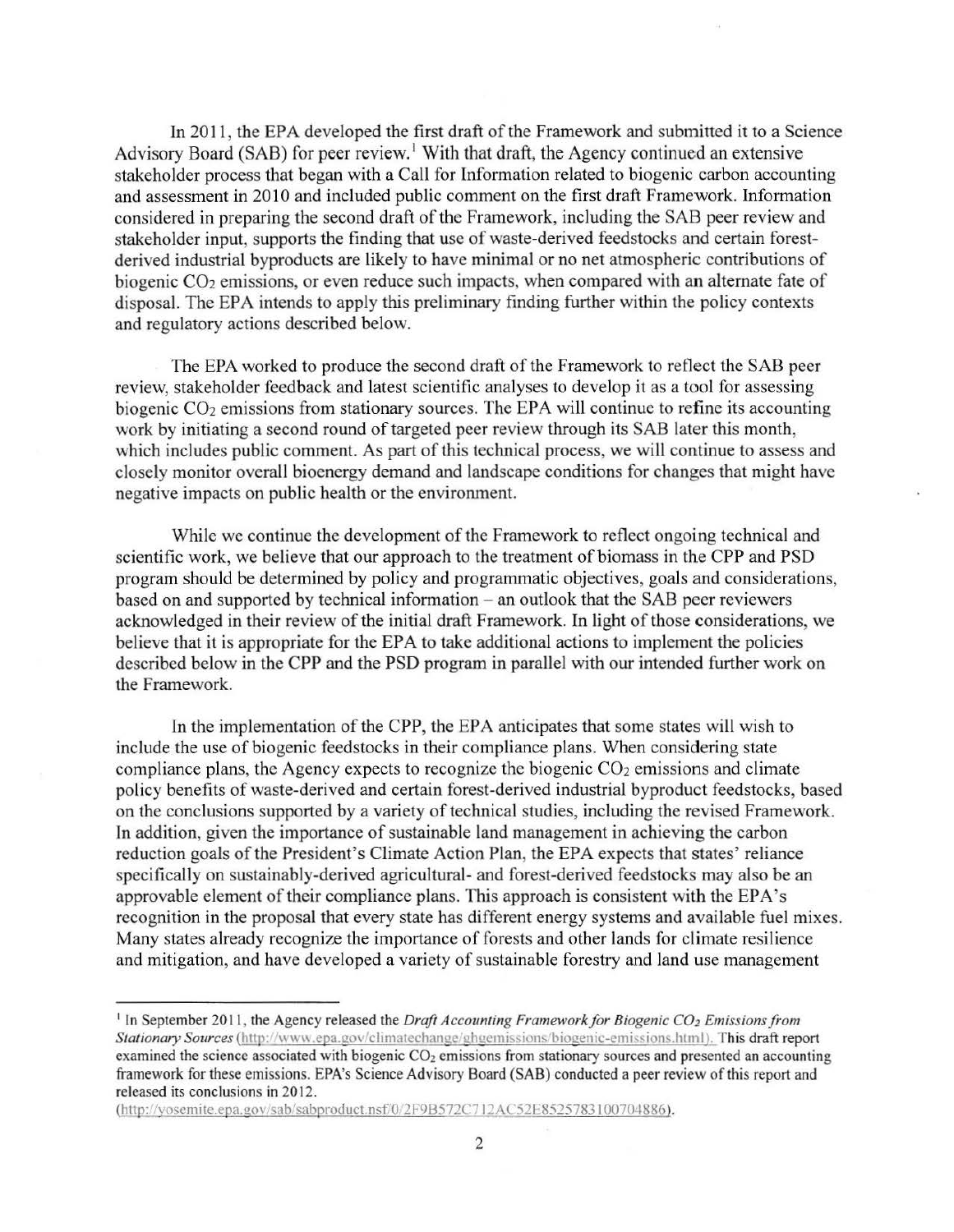In 2011, the EPA developed the first draft of the Framework and submitted it to a Science Advisory Board (SAB) for peer review.[1] With that draft, the Agency continued an extensive stakeholder process that began with a Call for Information related to biogenic carbon accounting and assessment in 2010 and included public comment on the first draft Framework. Information considered in preparing the second draft of the Framework, including the SAB peer review and stakeholder input, supports the finding that use of waste-derived feedstocks and certain forest-derived industrial byproducts are likely to have minimal or no net atmospheric contributions of biogenic $CO_2$ emissions, or even reduce such impacts, when compared with an alternate fate of disposal. The EPA intends to apply this preliminary finding further within the policy contexts and regulatory actions described below.

The EPA worked to produce the second draft of the Framework to reflect the SAB peer review, stakeholder feedback and latest scientific analyses to develop it as a tool for assessing biogenic $CO_2$ emissions from stationary sources. The EPA will continue to refine its accounting work by initiating a second round of targeted peer review through its SAB later this month, which includes public comment. As part of this technical process, we will continue to assess and closely monitor overall bioenergy demand and landscape conditions for changes that might have negative impacts on public health or the environment.

While we continue the development of the Framework to reflect ongoing technical and scientific work, we believe that our approach to the treatment of biomass in the CPP and PSD program should be determined by policy and programmatic objectives, goals and considerations, based on and supported by technical information – an outlook that the SAB peer reviewers acknowledged in their review of the initial draft Framework. In light of those considerations, we believe that it is appropriate for the EPA to take additional actions to implement the policies described below in the CPP and the PSD program in parallel with our intended further work on the Framework.

In the implementation of the CPP, the EPA anticipates that some states will wish to include the use of biogenic feedstocks in their compliance plans. When considering state compliance plans, the Agency expects to recognize the biogenic $CO_2$ emissions and climate policy benefits of waste-derived and certain forest-derived industrial byproduct feedstocks, based on the conclusions supported by a variety of technical studies, including the revised Framework. In addition, given the importance of sustainable land management in achieving the carbon reduction goals of the President's Climate Action Plan, the EPA expects that states' reliance specifically on sustainably-derived agricultural- and forest-derived feedstocks may also be an approvable element of their compliance plans. This approach is consistent with the EPA's recognition in the proposal that every state has different energy systems and available fuel mixes. Many states already recognize the importance of forests and other lands for climate resilience and mitigation, and have developed a variety of sustainable forestry and land use management

---

[1] In September 2011, the Agency released the *Draft Accounting Framework for Biogenic $CO_2$ Emissions from Stationary Sources* (http://www.epa.gov/climatechange/ghgemissions/biogenic-emissions.html). This draft report examined the science associated with biogenic $CO_2$ emissions from stationary sources and presented an accounting framework for these emissions. EPA's Science Advisory Board (SAB) conducted a peer review of this report and released its conclusions in 2012.
(http://yosemite.epa.gov/sab/sabproduct.nsf/0/2F9B572C712AC52E8525783100704886).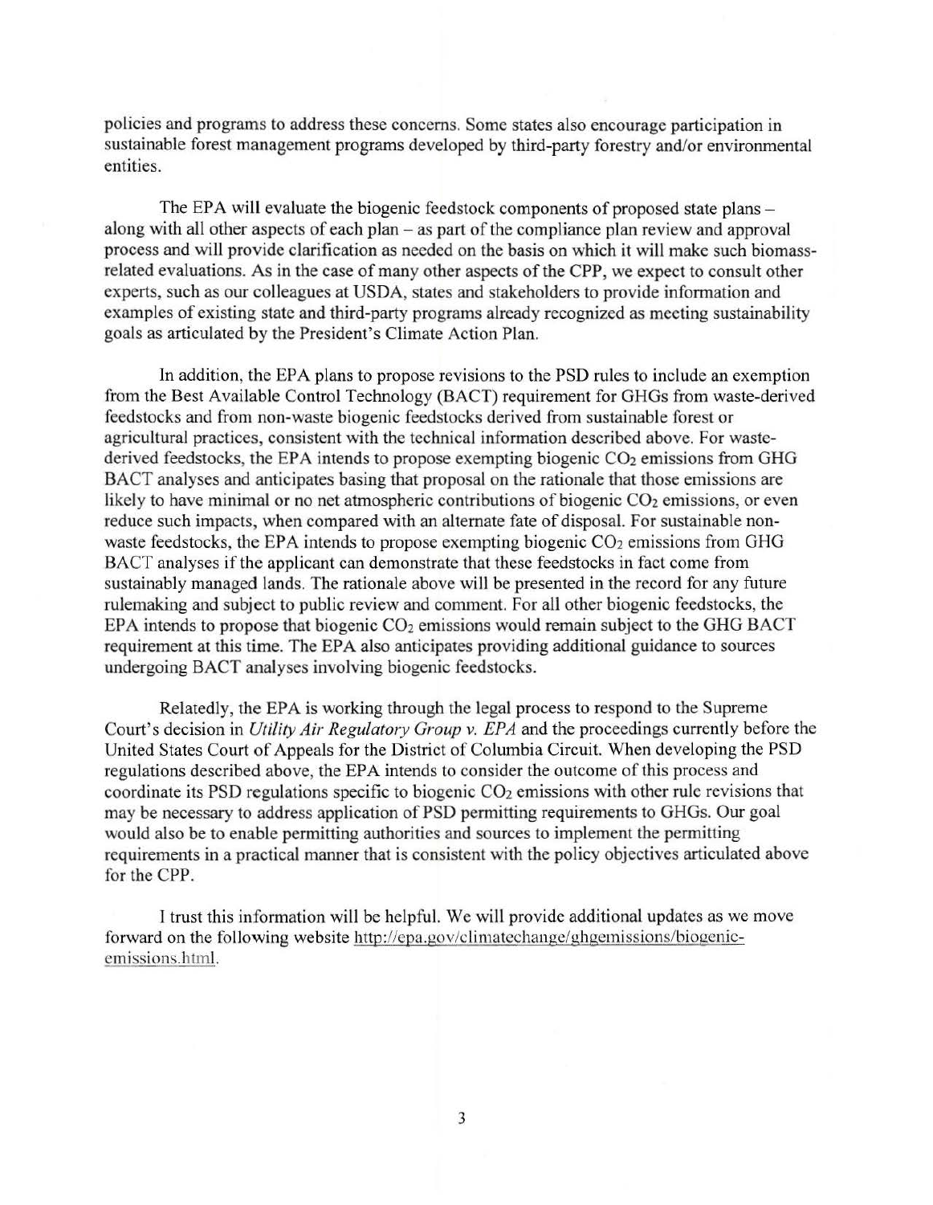policies and programs to address these concerns. Some states also encourage participation in sustainable forest management programs developed by third-party forestry and/or environmental entities.

The EPA will evaluate the biogenic feedstock components of proposed state plans – along with all other aspects of each plan – as part of the compliance plan review and approval process and will provide clarification as needed on the basis on which it will make such biomass-related evaluations. As in the case of many other aspects of the CPP, we expect to consult other experts, such as our colleagues at USDA, states and stakeholders to provide information and examples of existing state and third-party programs already recognized as meeting sustainability goals as articulated by the President's Climate Action Plan.

In addition, the EPA plans to propose revisions to the PSD rules to include an exemption from the Best Available Control Technology (BACT) requirement for GHGs from waste-derived feedstocks and from non-waste biogenic feedstocks derived from sustainable forest or agricultural practices, consistent with the technical information described above. For waste-derived feedstocks, the EPA intends to propose exempting biogenic $CO_2$ emissions from GHG BACT analyses and anticipates basing that proposal on the rationale that those emissions are likely to have minimal or no net atmospheric contributions of biogenic $CO_2$ emissions, or even reduce such impacts, when compared with an alternate fate of disposal. For sustainable non-waste feedstocks, the EPA intends to propose exempting biogenic $CO_2$ emissions from GHG BACT analyses if the applicant can demonstrate that these feedstocks in fact come from sustainably managed lands. The rationale above will be presented in the record for any future rulemaking and subject to public review and comment. For all other biogenic feedstocks, the EPA intends to propose that biogenic $CO_2$ emissions would remain subject to the GHG BACT requirement at this time. The EPA also anticipates providing additional guidance to sources undergoing BACT analyses involving biogenic feedstocks.

Relatedly, the EPA is working through the legal process to respond to the Supreme Court's decision in *Utility Air Regulatory Group v. EPA* and the proceedings currently before the United States Court of Appeals for the District of Columbia Circuit. When developing the PSD regulations described above, the EPA intends to consider the outcome of this process and coordinate its PSD regulations specific to biogenic $CO_2$ emissions with other rule revisions that may be necessary to address application of PSD permitting requirements to GHGs. Our goal would also be to enable permitting authorities and sources to implement the permitting requirements in a practical manner that is consistent with the policy objectives articulated above for the CPP.

I trust this information will be helpful. We will provide additional updates as we move forward on the following website http://epa.gov/climatechange/ghgemissions/biogenic-emissions.html.